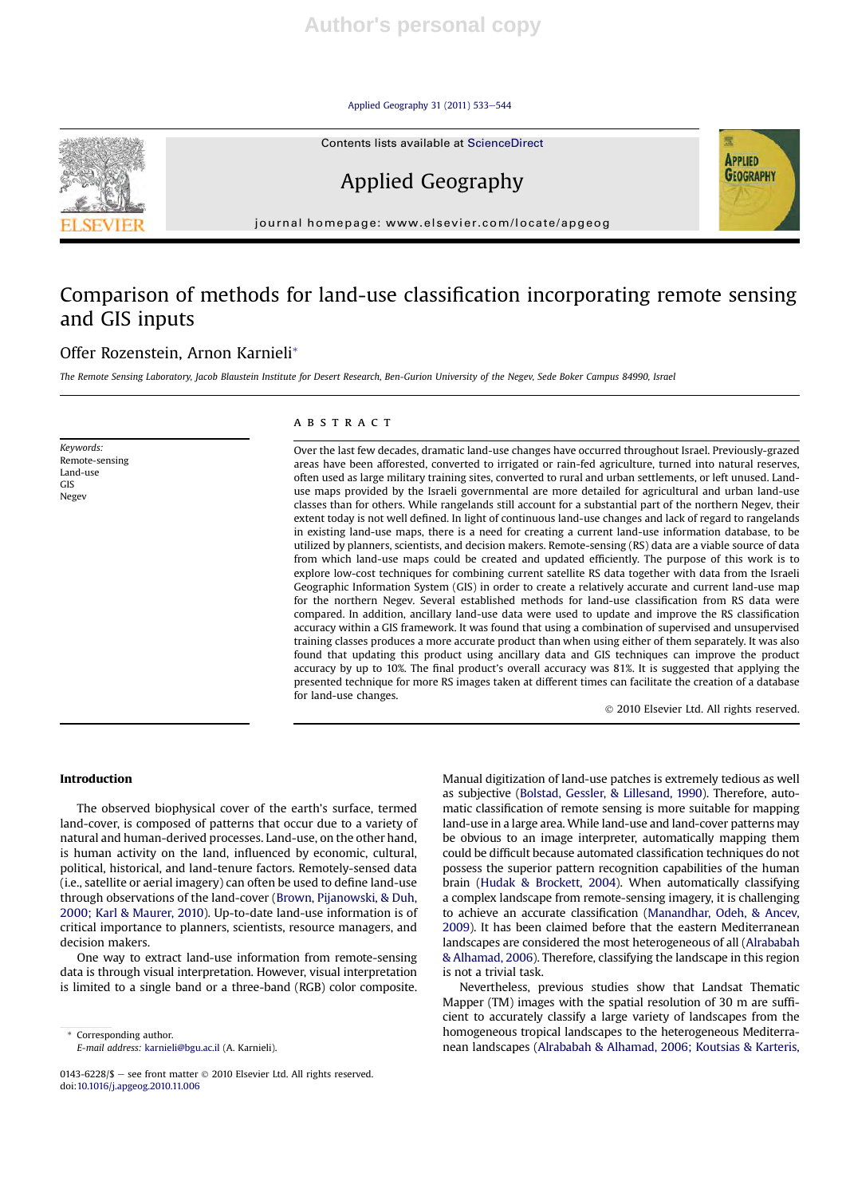# Comparison of methods for land-use classification incorporating remote sensing and GIS inputs

Offer Rozenstein, Arnon Karnieli*

*The Remote Sensing Laboratory, Jacob Blaustein Institute for Desert Research, Ben-Gurion University of the Negev, Sede Boker Campus 84990, Israel*

*Keywords:*
Remote-sensing
Land-use
GIS
Negev

## ABSTRACT

Over the last few decades, dramatic land-use changes have occurred throughout Israel. Previously-grazed areas have been afforested, converted to irrigated or rain-fed agriculture, turned into natural reserves, often used as large military training sites, converted to rural and urban settlements, or left unused. Land-use maps provided by the Israeli governmental are more detailed for agricultural and urban land-use classes than for others. While rangelands still account for a substantial part of the northern Negev, their extent today is not well defined. In light of continuous land-use changes and lack of regard to rangelands in existing land-use maps, there is a need for creating a current land-use information database, to be utilized by planners, scientists, and decision makers. Remote-sensing (RS) data are a viable source of data from which land-use maps could be created and updated efficiently. The purpose of this work is to explore low-cost techniques for combining current satellite RS data together with data from the Israeli Geographic Information System (GIS) in order to create a relatively accurate and current land-use map for the northern Negev. Several established methods for land-use classification from RS data were compared. In addition, ancillary land-use data were used to update and improve the RS classification accuracy within a GIS framework. It was found that using a combination of supervised and unsupervised training classes produces a more accurate product than when using either of them separately. It was also found that updating this product using ancillary data and GIS techniques can improve the product accuracy by up to 10%. The final product's overall accuracy was 81%. It is suggested that applying the presented technique for more RS images taken at different times can facilitate the creation of a database for land-use changes.

© 2010 Elsevier Ltd. All rights reserved.

## Introduction

The observed biophysical cover of the earth's surface, termed land-cover, is composed of patterns that occur due to a variety of natural and human-derived processes. Land-use, on the other hand, is human activity on the land, influenced by economic, cultural, political, historical, and land-tenure factors. Remotely-sensed data (i.e., satellite or aerial imagery) can often be used to define land-use through observations of the land-cover (Brown, Pijanowski, & Duh, 2000; Karl & Maurer, 2010). Up-to-date land-use information is of critical importance to planners, scientists, resource managers, and decision makers.

One way to extract land-use information from remote-sensing data is through visual interpretation. However, visual interpretation is limited to a single band or a three-band (RGB) color composite. Manual digitization of land-use patches is extremely tedious as well as subjective (Bolstad, Gessler, & Lillesand, 1990). Therefore, automatic classification of remote sensing is more suitable for mapping land-use in a large area. While land-use and land-cover patterns may be obvious to an image interpreter, automatically mapping them could be difficult because automated classification techniques do not possess the superior pattern recognition capabilities of the human brain (Hudak & Brockett, 2004). When automatically classifying a complex landscape from remote-sensing imagery, it is challenging to achieve an accurate classification (Manandhar, Odeh, & Ancev, 2009). It has been claimed before that the eastern Mediterranean landscapes are considered the most heterogeneous of all (Alrababah & Alhamad, 2006). Therefore, classifying the landscape in this region is not a trivial task.

Nevertheless, previous studies show that Landsat Thematic Mapper (TM) images with the spatial resolution of 30 m are sufficient to accurately classify a large variety of landscapes from the homogeneous tropical landscapes to the heterogeneous Mediterranean landscapes (Alrababah & Alhamad, 2006; Koutsias & Karteris,

* Corresponding author.
E-mail address: karnieli@bgu.ac.il (A. Karnieli).

0143-6228/$ – see front matter © 2010 Elsevier Ltd. All rights reserved.
doi:10.1016/j.apgeog.2010.11.006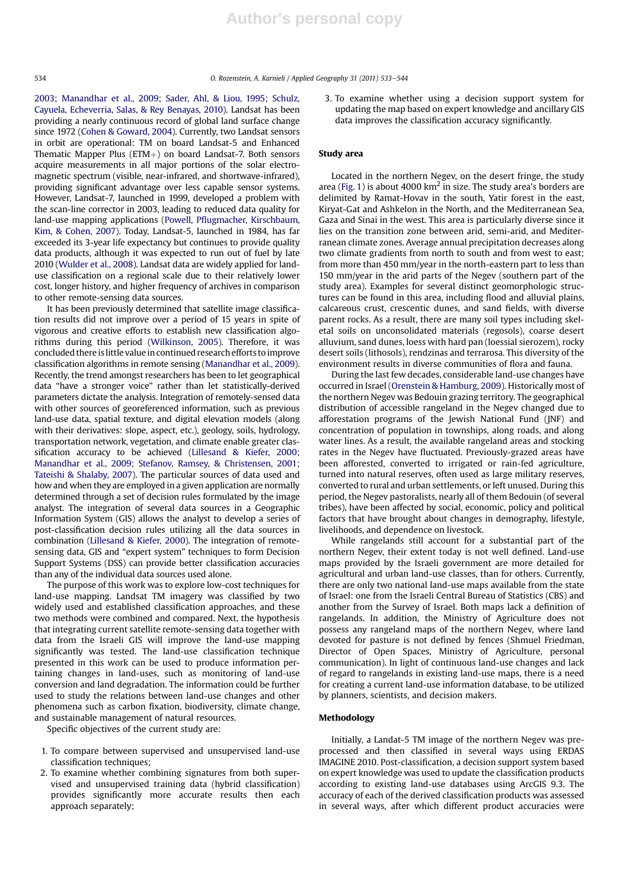2003; Manandhar et al., 2009; Sader, Ahl, & Liou, 1995; Schulz, Cayuela, Echeverria, Salas, & Rey Benayas, 2010). Landsat has been providing a nearly continuous record of global land surface change since 1972 (Cohen & Goward, 2004). Currently, two Landsat sensors in orbit are operational: TM on board Landsat-5 and Enhanced Thematic Mapper Plus (ETM+) on board Landsat-7. Both sensors acquire measurements in all major portions of the solar electromagnetic spectrum (visible, near-infrared, and shortwave-infrared), providing significant advantage over less capable sensor systems. However, Landsat-7, launched in 1999, developed a problem with the scan-line corrector in 2003, leading to reduced data quality for land-use mapping applications (Powell, Pflugmacher, Kirschbaum, Kim, & Cohen, 2007). Today, Landsat-5, launched in 1984, has far exceeded its 3-year life expectancy but continues to provide quality data products, although it was expected to run out of fuel by late 2010 (Wulder et al., 2008). Landsat data are widely applied for land-use classification on a regional scale due to their relatively lower cost, longer history, and higher frequency of archives in comparison to other remote-sensing data sources.

It has been previously determined that satellite image classification results did not improve over a period of 15 years in spite of vigorous and creative efforts to establish new classification algorithms during this period (Wilkinson, 2005). Therefore, it was concluded there is little value in continued research efforts to improve classification algorithms in remote sensing (Manandhar et al., 2009). Recently, the trend amongst researchers has been to let geographical data "have a stronger voice" rather than let statistically-derived parameters dictate the analysis. Integration of remotely-sensed data with other sources of georeferenced information, such as previous land-use data, spatial texture, and digital elevation models (along with their derivatives: slope, aspect, etc.), geology, soils, hydrology, transportation network, vegetation, and climate enable greater classification accuracy to be achieved (Lillesand & Kiefer, 2000; Manandhar et al., 2009; Stefanov, Ramsey, & Christensen, 2001; Tateishi & Shalaby, 2007). The particular sources of data used and how and when they are employed in a given application are normally determined through a set of decision rules formulated by the image analyst. The integration of several data sources in a Geographic Information System (GIS) allows the analyst to develop a series of post-classification decision rules utilizing all the data sources in combination (Lillesand & Kiefer, 2000). The integration of remote-sensing data, GIS and "expert system" techniques to form Decision Support Systems (DSS) can provide better classification accuracies than any of the individual data sources used alone.

The purpose of this work was to explore low-cost techniques for land-use mapping. Landsat TM imagery was classified by two widely used and established classification approaches, and these two methods were combined and compared. Next, the hypothesis that integrating current satellite remote-sensing data together with data from the Israeli GIS will improve the land-use mapping significantly was tested. The land-use classification technique presented in this work can be used to produce information pertaining changes in land-uses, such as monitoring of land-use conversion and land degradation. The information could be further used to study the relations between land-use changes and other phenomena such as carbon fixation, biodiversity, climate change, and sustainable management of natural resources.

Specific objectives of the current study are:

1. To compare between supervised and unsupervised land-use classification techniques;
2. To examine whether combining signatures from both supervised and unsupervised training data (hybrid classification) provides significantly more accurate results then each approach separately;
3. To examine whether using a decision support system for updating the map based on expert knowledge and ancillary GIS data improves the classification accuracy significantly.

## Study area

Located in the northern Negev, on the desert fringe, the study area (Fig. 1) is about 4000 km$^2$ in size. The study area's borders are delimited by Ramat-Hovav in the south, Yatir forest in the east, Kiryat-Gat and Ashkelon in the North, and the Mediterranean Sea, Gaza and Sinai in the west. This area is particularly diverse since it lies on the transition zone between arid, semi-arid, and Mediterranean climate zones. Average annual precipitation decreases along two climate gradients from north to south and from west to east; from more than 450 mm/year in the north-eastern part to less than 150 mm/year in the arid parts of the Negev (southern part of the study area). Examples for several distinct geomorphologic structures can be found in this area, including flood and alluvial plains, calcareous crust, crescentic dunes, and sand fields, with diverse parent rocks. As a result, there are many soil types including skeletal soils on unconsolidated materials (regosols), coarse desert alluvium, sand dunes, loess with hard pan (loessial sierozem), rocky desert soils (lithosols), rendzinas and terrarosa. This diversity of the environment results in diverse communities of flora and fauna.

During the last few decades, considerable land-use changes have occurred in Israel (Orenstein & Hamburg, 2009). Historically most of the northern Negev was Bedouin grazing territory. The geographical distribution of accessible rangeland in the Negev changed due to afforestation programs of the Jewish National Fund (JNF) and concentration of population in townships, along roads, and along water lines. As a result, the available rangeland areas and stocking rates in the Negev have fluctuated. Previously-grazed areas have been afforested, converted to irrigated or rain-fed agriculture, turned into natural reserves, often used as large military reserves, converted to rural and urban settlements, or left unused. During this period, the Negev pastoralists, nearly all of them Bedouin (of several tribes), have been affected by social, economic, policy and political factors that have brought about changes in demography, lifestyle, livelihoods, and dependence on livestock.

While rangelands still account for a substantial part of the northern Negev, their extent today is not well defined. Land-use maps provided by the Israeli government are more detailed for agricultural and urban land-use classes, than for others. Currently, there are only two national land-use maps available from the state of Israel: one from the Israeli Central Bureau of Statistics (CBS) and another from the Survey of Israel. Both maps lack a definition of rangelands. In addition, the Ministry of Agriculture does not possess any rangeland maps of the northern Negev, where land devoted for pasture is not defined by fences (Shmuel Friedman, Director of Open Spaces, Ministry of Agriculture, personal communication). In light of continuous land-use changes and lack of regard to rangelands in existing land-use maps, there is a need for creating a current land-use information database, to be utilized by planners, scientists, and decision makers.

## Methodology

Initially, a Landsat-5 TM image of the northern Negev was pre-processed and then classified in several ways using ERDAS IMAGINE 2010. Post-classification, a decision support system based on expert knowledge was used to update the classification products according to existing land-use databases using ArcGIS 9.3. The accuracy of each of the derived classification products was assessed in several ways, after which different product accuracies were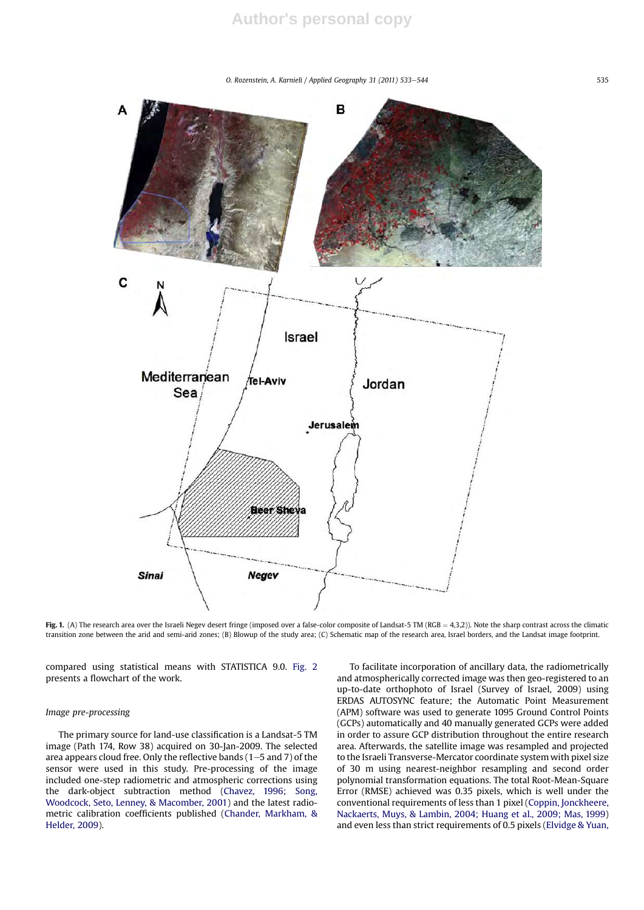Fig. 1. (A) The research area over the Israeli Negev desert fringe (imposed over a false-color composite of Landsat-5 TM (RGB = 4,3,2)). Note the sharp contrast across the climatic transition zone between the arid and semi-arid zones; (B) Blowup of the study area; (C) Schematic map of the research area, Israel borders, and the Landsat image footprint.

compared using statistical means with STATISTICA 9.0. Fig. 2 presents a flowchart of the work.

*Image pre-processing*

The primary source for land-use classification is a Landsat-5 TM image (Path 174, Row 38) acquired on 30-Jan-2009. The selected area appears cloud free. Only the reflective bands (1–5 and 7) of the sensor were used in this study. Pre-processing of the image included one-step radiometric and atmospheric corrections using the dark-object subtraction method (Chavez, 1996; Song, Woodcock, Seto, Lenney, & Macomber, 2001) and the latest radiometric calibration coefficients published (Chander, Markham, & Helder, 2009).

To facilitate incorporation of ancillary data, the radiometrically and atmospherically corrected image was then geo-registered to an up-to-date orthophoto of Israel (Survey of Israel, 2009) using ERDAS AUTOSYNC feature; the Automatic Point Measurement (APM) software was used to generate 1095 Ground Control Points (GCPs) automatically and 40 manually generated GCPs were added in order to assure GCP distribution throughout the entire research area. Afterwards, the satellite image was resampled and projected to the Israeli Transverse-Mercator coordinate system with pixel size of 30 m using nearest-neighbor resampling and second order polynomial transformation equations. The total Root-Mean-Square Error (RMSE) achieved was 0.35 pixels, which is well under the conventional requirements of less than 1 pixel (Coppin, Jonckheere, Nackaerts, Muys, & Lambin, 2004; Huang et al., 2009; Mas, 1999) and even less than strict requirements of 0.5 pixels (Elvidge & Yuan,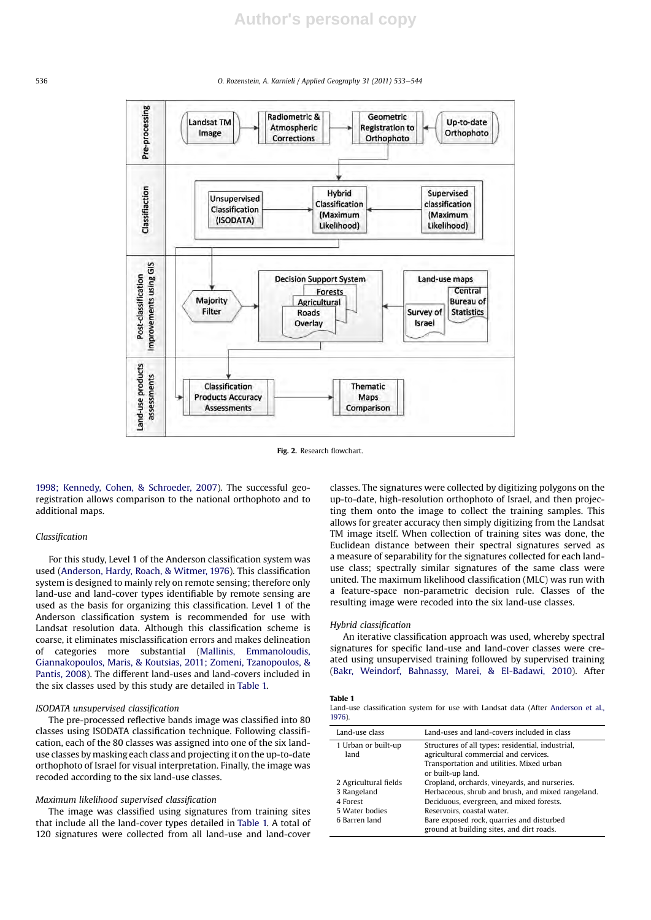Fig. 2. Research flowchart.

1998; Kennedy, Cohen, & Schroeder, 2007). The successful geo-registration allows comparison to the national orthophoto and to additional maps.

### Classification

For this study, Level 1 of the Anderson classification system was used (Anderson, Hardy, Roach, & Witmer, 1976). This classification system is designed to mainly rely on remote sensing; therefore only land-use and land-cover types identifiable by remote sensing are used as the basis for organizing this classification. Level 1 of the Anderson classification system is recommended for use with Landsat resolution data. Although this classification scheme is coarse, it eliminates misclassification errors and makes delineation of categories more substantial (Mallinis, Emmanoloudis, Giannakopoulos, Maris, & Koutsias, 2011; Zomeni, Tzanopoulos, & Pantis, 2008). The different land-uses and land-covers included in the six classes used by this study are detailed in Table 1.

#### ISODATA unsupervised classification

The pre-processed reflective bands image was classified into 80 classes using ISODATA classification technique. Following classification, each of the 80 classes was assigned into one of the six land-use classes by masking each class and projecting it on the up-to-date orthophoto of Israel for visual interpretation. Finally, the image was recoded according to the six land-use classes.

#### Maximum likelihood supervised classification

The image was classified using signatures from training sites that include all the land-cover types detailed in Table 1. A total of 120 signatures were collected from all land-use and land-cover classes. The signatures were collected by digitizing polygons on the up-to-date, high-resolution orthophoto of Israel, and then projecting them onto the image to collect the training samples. This allows for greater accuracy then simply digitizing from the Landsat TM image itself. When collection of training sites was done, the Euclidean distance between their spectral signatures served as a measure of separability for the signatures collected for each land-use class; spectrally similar signatures of the same class were united. The maximum likelihood classification (MLC) was run with a feature-space non-parametric decision rule. Classes of the resulting image were recoded into the six land-use classes.

#### Hybrid classification

An iterative classification approach was used, whereby spectral signatures for specific land-use and land-cover classes were created using unsupervised training followed by supervised training (Bakr, Weindorf, Bahnassy, Marei, & El-Badawi, 2010). After

**Table 1**
Land-use classification system for use with Landsat data (After Anderson et al., 1976).

| Land-use class | Land-uses and land-covers included in class |
|---|---|
| 1 Urban or built-up land | Structures of all types: residential, industrial, agricultural commercial and services. Transportation and utilities. Mixed urban or built-up land. |
| 2 Agricultural fields | Cropland, orchards, vineyards, and nurseries. |
| 3 Rangeland | Herbaceous, shrub and brush, and mixed rangeland. |
| 4 Forest | Deciduous, evergreen, and mixed forests. |
| 5 Water bodies | Reservoirs, coastal water. |
| 6 Barren land | Bare exposed rock, quarries and disturbed ground at building sites, and dirt roads. |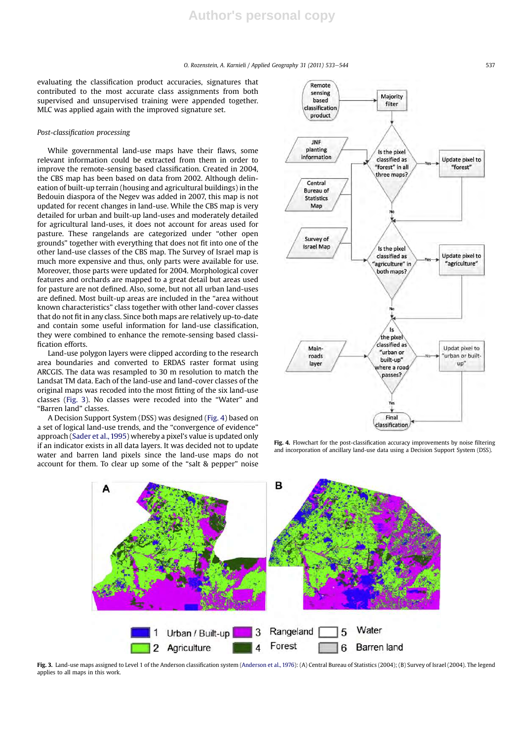evaluating the classification product accuracies, signatures that contributed to the most accurate class assignments from both supervised and unsupervised training were appended together. MLC was applied again with the improved signature set.

*Post-classification processing*

While governmental land-use maps have their flaws, some relevant information could be extracted from them in order to improve the remote-sensing based classification. Created in 2004, the CBS map has been based on data from 2002. Although delineation of built-up terrain (housing and agricultural buildings) in the Bedouin diaspora of the Negev was added in 2007, this map is not updated for recent changes in land-use. While the CBS map is very detailed for urban and built-up land-uses and moderately detailed for agricultural land-uses, it does not account for areas used for pasture. These rangelands are categorized under "other open grounds" together with everything that does not fit into one of the other land-use classes of the CBS map. The Survey of Israel map is much more expensive and thus, only parts were available for use. Moreover, those parts were updated for 2004. Morphological cover features and orchards are mapped to a great detail but areas used for pasture are not defined. Also, some, but not all urban land-uses are defined. Most built-up areas are included in the "area without known characteristics" class together with other land-cover classes that do not fit in any class. Since both maps are relatively up-to-date and contain some useful information for land-use classification, they were combined to enhance the remote-sensing based classification efforts.

Land-use polygon layers were clipped according to the research area boundaries and converted to ERDAS raster format using ARCGIS. The data was resampled to 30 m resolution to match the Landsat TM data. Each of the land-use and land-cover classes of the original maps was recoded into the most fitting of the six land-use classes (Fig. 3). No classes were recoded into the "Water" and "Barren land" classes.

A Decision Support System (DSS) was designed (Fig. 4) based on a set of logical land-use trends, and the "convergence of evidence" approach (Sader et al., 1995) whereby a pixel's value is updated only if an indicator exists in all data layers. It was decided not to update water and barren land pixels since the land-use maps do not account for them. To clear up some of the "salt & pepper" noise

Fig. 4. Flowchart for the post-classification accuracy improvements by noise filtering and incorporation of ancillary land-use data using a Decision Support System (DSS).

Fig. 3. Land-use maps assigned to Level 1 of the Anderson classification system (Anderson et al., 1976): (A) Central Bureau of Statistics (2004); (B) Survey of Israel (2004). The legend applies to all maps in this work.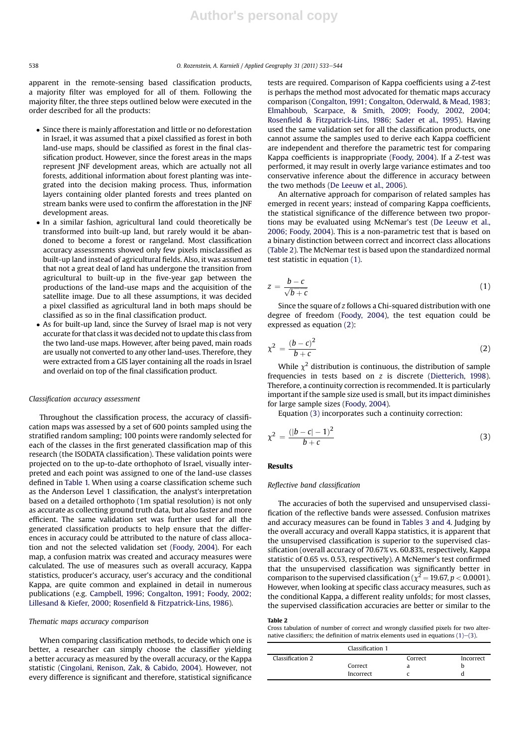apparent in the remote-sensing based classification products, a majority filter was employed for all of them. Following the majority filter, the three steps outlined below were executed in the order described for all the products:

- Since there is mainly afforestation and little or no deforestation in Israel, it was assumed that a pixel classified as forest in both land-use maps, should be classified as forest in the final classification product. However, since the forest areas in the maps represent JNF development areas, which are actually not all forests, additional information about forest planting was integrated into the decision making process. Thus, information layers containing older planted forests and trees planted on stream banks were used to confirm the afforestation in the JNF development areas.
- In a similar fashion, agricultural land could theoretically be transformed into built-up land, but rarely would it be abandoned to become a forest or rangeland. Most classification accuracy assessments showed only few pixels misclassified as built-up land instead of agricultural fields. Also, it was assumed that not a great deal of land has undergone the transition from agricultural to built-up in the five-year gap between the productions of the land-use maps and the acquisition of the satellite image. Due to all these assumptions, it was decided a pixel classified as agricultural land in both maps should be classified as so in the final classification product.
- As for built-up land, since the Survey of Israel map is not very accurate for that class it was decided not to update this class from the two land-use maps. However, after being paved, main roads are usually not converted to any other land-uses. Therefore, they were extracted from a GIS layer containing all the roads in Israel and overlaid on top of the final classification product.

### *Classification accuracy assessment*

Throughout the classification process, the accuracy of classification maps was assessed by a set of 600 points sampled using the stratified random sampling; 100 points were randomly selected for each of the classes in the first generated classification map of this research (the ISODATA classification). These validation points were projected on to the up-to-date orthophoto of Israel, visually interpreted and each point was assigned to one of the land-use classes defined in Table 1. When using a coarse classification scheme such as the Anderson Level 1 classification, the analyst's interpretation based on a detailed orthophoto (1m spatial resolution) is not only as accurate as collecting ground truth data, but also faster and more efficient. The same validation set was further used for all the generated classification products to help ensure that the differences in accuracy could be attributed to the nature of class allocation and not the selected validation set (Foody, 2004). For each map, a confusion matrix was created and accuracy measures were calculated. The use of measures such as overall accuracy, Kappa statistics, producer's accuracy, user's accuracy and the conditional Kappa, are quite common and explained in detail in numerous publications (e.g. Campbell, 1996; Congalton, 1991; Foody, 2002; Lillesand & Kiefer, 2000; Rosenfield & Fitzpatrick-Lins, 1986).

### *Thematic maps accuracy comparison*

When comparing classification methods, to decide which one is better, a researcher can simply choose the classifier yielding a better accuracy as measured by the overall accuracy, or the Kappa statistic (Cingolani, Renison, Zak, & Cabido, 2004). However, not every difference is significant and therefore, statistical significance tests are required. Comparison of Kappa coefficients using a *Z*-test is perhaps the method most advocated for thematic maps accuracy comparison (Congalton, 1991; Congalton, Oderwald, & Mead, 1983; Elmahboub, Scarpace, & Smith, 2009; Foody, 2002, 2004; Rosenfield & Fitzpatrick-Lins, 1986; Sader et al., 1995). Having used the same validation set for all the classification products, one cannot assume the samples used to derive each Kappa coefficient are independent and therefore the parametric test for comparing Kappa coefficients is inappropriate (Foody, 2004). If a *Z*-test was performed, it may result in overly large variance estimates and too conservative inference about the difference in accuracy between the two methods (De Leeuw et al., 2006).

An alternative approach for comparison of related samples has emerged in recent years; instead of comparing Kappa coefficients, the statistical significance of the difference between two proportions may be evaluated using McNemar's test (De Leeuw et al., 2006; Foody, 2004). This is a non-parametric test that is based on a binary distinction between correct and incorrect class allocations (Table 2). The McNemar test is based upon the standardized normal test statistic in equation (1).

$$z = \frac{b - c}{\sqrt{b + c}} \tag{1}$$

Since the square of $z$ follows a Chi-squared distribution with one degree of freedom (Foody, 2004), the test equation could be expressed as equation (2):

$$\chi^2 = \frac{(b - c)^2}{b + c} \tag{2}$$

While $\chi^2$ distribution is continuous, the distribution of sample frequencies in tests based on $z$ is discrete (Dietterich, 1998). Therefore, a continuity correction is recommended. It is particularly important if the sample size used is small, but its impact diminishes for large sample sizes (Foody, 2004).

Equation (3) incorporates such a continuity correction:

$$\chi^2 = \frac{(|b - c| - 1)^2}{b + c} \tag{3}$$

## Results

### *Reflective band classification*

The accuracies of both the supervised and unsupervised classification of the reflective bands were assessed. Confusion matrixes and accuracy measures can be found in Tables 3 and 4. Judging by the overall accuracy and overall Kappa statistics, it is apparent that the unsupervised classification is superior to the supervised classification (overall accuracy of 70.67% vs. 60.83%, respectively, Kappa statistic of 0.65 vs. 0.53, respectively). A McNemar's test confirmed that the unsupervised classification was significantly better in comparison to the supervised classification ($\chi^2 = 19.67$, $p < 0.0001$). However, when looking at specific class accuracy measures, such as the conditional Kappa, a different reality unfolds; for most classes, the supervised classification accuracies are better or similar to the

**Table 2**
Cross tabulation of number of correct and wrongly classified pixels for two alternative classifiers; the definition of matrix elements used in equations (1)–(3).

| | | Classification 1 | |
|---|---|---|---|
| Classification 2 | | Correct | Incorrect |
| | Correct | a | b |
| | Incorrect | c | d |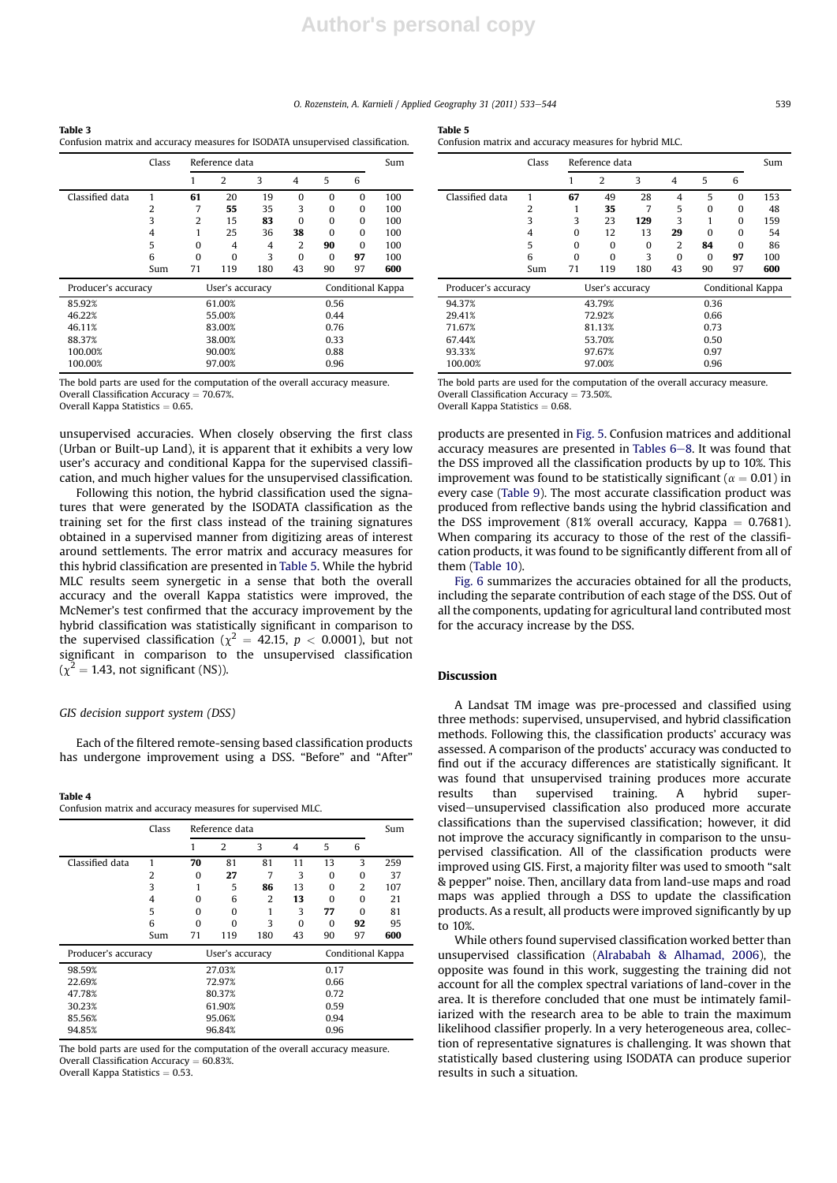**Table 3**
Confusion matrix and accuracy measures for ISODATA unsupervised classification.

| | Class | Reference data | | | | | | Sum |
|---|---|---|---|---|---|---|---|---|
| | | 1 | 2 | 3 | 4 | 5 | 6 | |
| Classified data | 1 | **61** | 20 | 19 | 0 | 0 | 0 | 100 |
| | 2 | 7 | **55** | 35 | 3 | 0 | 0 | 100 |
| | 3 | 2 | 15 | **83** | 0 | 0 | 0 | 100 |
| | 4 | 1 | 25 | 36 | **38** | 0 | 0 | 100 |
| | 5 | 0 | 4 | 4 | 2 | **90** | 0 | 100 |
| | 6 | 0 | 0 | 3 | 0 | 0 | **97** | 100 |
| | Sum | 71 | 119 | 180 | 43 | 90 | 97 | **600** |

| Producer's accuracy | User's accuracy | Conditional Kappa |
|---|---|---|
| 85.92% | 61.00% | 0.56 |
| 46.22% | 55.00% | 0.44 |
| 46.11% | 83.00% | 0.76 |
| 88.37% | 38.00% | 0.33 |
| 100.00% | 90.00% | 0.88 |
| 100.00% | 97.00% | 0.96 |

The bold parts are used for the computation of the overall accuracy measure.
Overall Classification Accuracy = 70.67%.
Overall Kappa Statistics = 0.65.

unsupervised accuracies. When closely observing the first class (Urban or Built-up Land), it is apparent that it exhibits a very low user's accuracy and conditional Kappa for the supervised classification, and much higher values for the unsupervised classification.

Following this notion, the hybrid classification used the signatures that were generated by the ISODATA classification as the training set for the first class instead of the training signatures obtained in a supervised manner from digitizing areas of interest around settlements. The error matrix and accuracy measures for this hybrid classification are presented in Table 5. While the hybrid MLC results seem synergetic in a sense that both the overall accuracy and the overall Kappa statistics were improved, the McNemer's test confirmed that the accuracy improvement by the hybrid classification was statistically significant in comparison to the supervised classification ($\chi^2 = 42.15$, $p < 0.0001$), but not significant in comparison to the unsupervised classification ($\chi^2 = 1.43$, not significant (NS)).

### GIS decision support system (DSS)

Each of the filtered remote-sensing based classification products has undergone improvement using a DSS. "Before" and "After"

**Table 4**
Confusion matrix and accuracy measures for supervised MLC.

| | Class | Reference data | | | | | | Sum |
|---|---|---|---|---|---|---|---|---|
| | | 1 | 2 | 3 | 4 | 5 | 6 | |
| Classified data | 1 | **70** | 81 | 81 | 11 | 13 | 3 | 259 |
| | 2 | 0 | **27** | 7 | 3 | 0 | 0 | 37 |
| | 3 | 1 | 5 | **86** | 13 | 0 | 2 | 107 |
| | 4 | 0 | 6 | 2 | **13** | 0 | 0 | 21 |
| | 5 | 0 | 0 | 1 | 3 | **77** | 0 | 81 |
| | 6 | 0 | 0 | 3 | 0 | 0 | **92** | 95 |
| | Sum | 71 | 119 | 180 | 43 | 90 | 97 | **600** |

| Producer's accuracy | User's accuracy | Conditional Kappa |
|---|---|---|
| 98.59% | 27.03% | 0.17 |
| 22.69% | 72.97% | 0.66 |
| 47.78% | 80.37% | 0.72 |
| 30.23% | 61.90% | 0.59 |
| 85.56% | 95.06% | 0.94 |
| 94.85% | 96.84% | 0.96 |

The bold parts are used for the computation of the overall accuracy measure.
Overall Classification Accuracy = 60.83%.
Overall Kappa Statistics = 0.53.

**Table 5**
Confusion matrix and accuracy measures for hybrid MLC.

| | Class | Reference data | | | | | | Sum |
|---|---|---|---|---|---|---|---|---|
| | | 1 | 2 | 3 | 4 | 5 | 6 | |
| Classified data | 1 | **67** | 49 | 28 | 4 | 5 | 0 | 153 |
| | 2 | 1 | **35** | 7 | 5 | 0 | 0 | 48 |
| | 3 | 3 | 23 | **129** | 3 | 1 | 0 | 159 |
| | 4 | 0 | 12 | 13 | **29** | 0 | 0 | 54 |
| | 5 | 0 | 0 | 0 | 2 | **84** | 0 | 86 |
| | 6 | 0 | 0 | 3 | 0 | 0 | **97** | 100 |
| | Sum | 71 | 119 | 180 | 43 | 90 | 97 | **600** |

| Producer's accuracy | User's accuracy | Conditional Kappa |
|---|---|---|
| 94.37% | 43.79% | 0.36 |
| 29.41% | 72.92% | 0.66 |
| 71.67% | 81.13% | 0.73 |
| 67.44% | 53.70% | 0.50 |
| 93.33% | 97.67% | 0.97 |
| 100.00% | 97.00% | 0.96 |

The bold parts are used for the computation of the overall accuracy measure.
Overall Classification Accuracy = 73.50%.
Overall Kappa Statistics = 0.68.

products are presented in Fig. 5. Confusion matrices and additional accuracy measures are presented in Tables 6–8. It was found that the DSS improved all the classification products by up to 10%. This improvement was found to be statistically significant ($\alpha = 0.01$) in every case (Table 9). The most accurate classification product was produced from reflective bands using the hybrid classification and the DSS improvement (81% overall accuracy, Kappa = 0.7681). When comparing its accuracy to those of the rest of the classification products, it was found to be significantly different from all of them (Table 10).

Fig. 6 summarizes the accuracies obtained for all the products, including the separate contribution of each stage of the DSS. Out of all the components, updating for agricultural land contributed most for the accuracy increase by the DSS.

## Discussion

A Landsat TM image was pre-processed and classified using three methods: supervised, unsupervised, and hybrid classification methods. Following this, the classification products' accuracy was assessed. A comparison of the products' accuracy was conducted to find out if the accuracy differences are statistically significant. It was found that unsupervised training produces more accurate results than supervised training. A hybrid supervised–unsupervised classification also produced more accurate classifications than the supervised classification; however, it did not improve the accuracy significantly in comparison to the unsupervised classification. All of the classification products were improved using GIS. First, a majority filter was used to smooth "salt & pepper" noise. Then, ancillary data from land-use maps and road maps was applied through a DSS to update the classification products. As a result, all products were improved significantly by up to 10%.

While others found supervised classification worked better than unsupervised classification (Alrababah & Alhamad, 2006), the opposite was found in this work, suggesting the training did not account for all the complex spectral variations of land-cover in the area. It is therefore concluded that one must be intimately familiarized with the research area to be able to train the maximum likelihood classifier properly. In a very heterogeneous area, collection of representative signatures is challenging. It was shown that statistically based clustering using ISODATA can produce superior results in such a situation.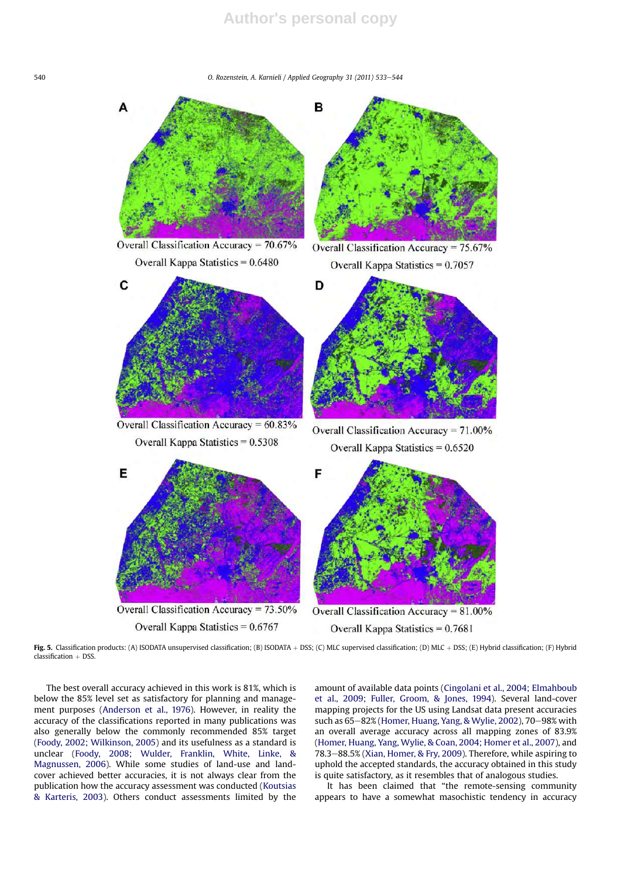A

Overall Classification Accuracy = 70.67%

Overall Kappa Statistics = 0.6480

B

Overall Classification Accuracy = 75.67%

Overall Kappa Statistics = 0.7057

C

Overall Classification Accuracy = 60.83%

Overall Kappa Statistics = 0.5308

D

Overall Classification Accuracy = 71.00%

Overall Kappa Statistics = 0.6520

E

Overall Classification Accuracy = 73.50%

Overall Kappa Statistics = 0.6767

F

Overall Classification Accuracy = 81.00%

Overall Kappa Statistics = 0.7681

**Fig. 5.** Classification products: (A) ISODATA unsupervised classification; (B) ISODATA + DSS; (C) MLC supervised classification; (D) MLC + DSS; (E) Hybrid classification; (F) Hybrid classification + DSS.

The best overall accuracy achieved in this work is 81%, which is below the 85% level set as satisfactory for planning and management purposes (Anderson et al., 1976). However, in reality the accuracy of the classifications reported in many publications was also generally below the commonly recommended 85% target (Foody, 2002; Wilkinson, 2005) and its usefulness as a standard is unclear (Foody, 2008; Wulder, Franklin, White, Linke, & Magnussen, 2006). While some studies of land-use and land-cover achieved better accuracies, it is not always clear from the publication how the accuracy assessment was conducted (Koutsias & Karteris, 2003). Others conduct assessments limited by the amount of available data points (Cingolani et al., 2004; Elmahboub et al., 2009; Fuller, Groom, & Jones, 1994). Several land-cover mapping projects for the US using Landsat data present accuracies such as 65–82% (Homer, Huang, Yang, & Wylie, 2002), 70–98% with an overall average accuracy across all mapping zones of 83.9% (Homer, Huang, Yang, Wylie, & Coan, 2004; Homer et al., 2007), and 78.3–88.5% (Xian, Homer, & Fry, 2009). Therefore, while aspiring to uphold the accepted standards, the accuracy obtained in this study is quite satisfactory, as it resembles that of analogous studies.

It has been claimed that "the remote-sensing community appears to have a somewhat masochistic tendency in accuracy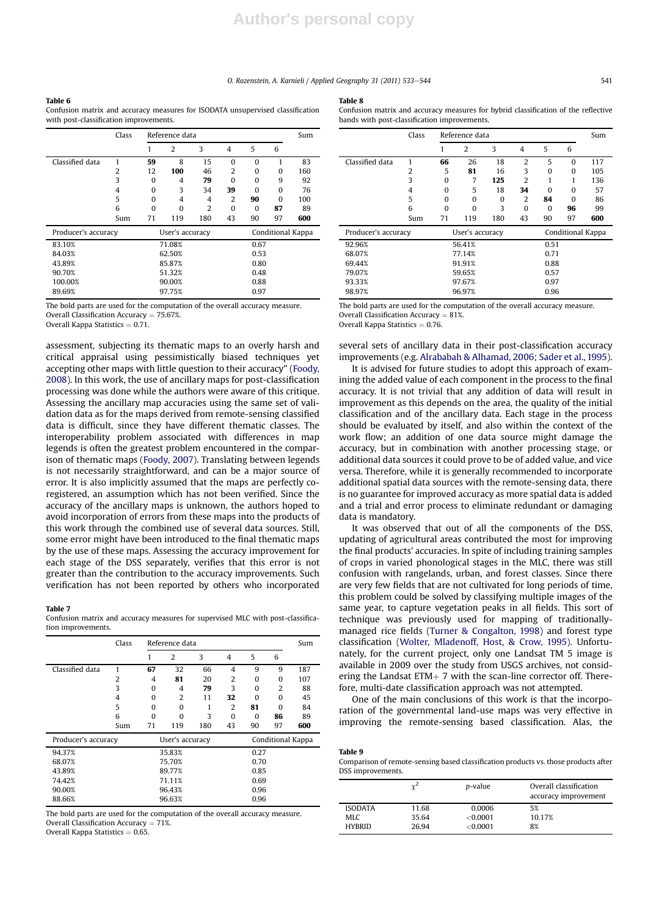**Table 6**
Confusion matrix and accuracy measures for ISODATA unsupervised classification with post-classification improvements.

| | Class | Reference data | | | | | | Sum |
|---|---|---|---|---|---|---|---|---|
| | | 1 | 2 | 3 | 4 | 5 | 6 | |
| Classified data | 1 | **59** | 8 | 15 | 0 | 0 | 1 | 83 |
| | 2 | 12 | **100** | 46 | 2 | 0 | 0 | 160 |
| | 3 | 0 | 4 | **79** | 0 | 0 | 9 | 92 |
| | 4 | 0 | 3 | 34 | **39** | 0 | 0 | 76 |
| | 5 | 0 | 4 | 4 | 2 | **90** | 0 | 100 |
| | 6 | 0 | 0 | 2 | 0 | 0 | **87** | 89 |
| | Sum | 71 | 119 | 180 | 43 | 90 | 97 | **600** |

| Producer's accuracy | User's accuracy | Conditional Kappa |
|---|---|---|
| 83.10% | 71.08% | 0.67 |
| 84.03% | 62.50% | 0.53 |
| 43.89% | 85.87% | 0.80 |
| 90.70% | 51.32% | 0.48 |
| 100.00% | 90.00% | 0.88 |
| 89.69% | 97.75% | 0.97 |

The bold parts are used for the computation of the overall accuracy measure.
Overall Classification Accuracy = 75.67%.
Overall Kappa Statistics = 0.71.

assessment, subjecting its thematic maps to an overly harsh and critical appraisal using pessimistically biased techniques yet accepting other maps with little question to their accuracy" (Foody, 2008). In this work, the use of ancillary maps for post-classification processing was done while the authors were aware of this critique. Assessing the ancillary map accuracies using the same set of validation data as for the maps derived from remote-sensing classified data is difficult, since they have different thematic classes. The interoperability problem associated with differences in map legends is often the greatest problem encountered in the comparison of thematic maps (Foody, 2007). Translating between legends is not necessarily straightforward, and can be a major source of error. It is also implicitly assumed that the maps are perfectly co-registered, an assumption which has not been verified. Since the accuracy of the ancillary maps is unknown, the authors hoped to avoid incorporation of errors from these maps into the products of this work through the combined use of several data sources. Still, some error might have been introduced to the final thematic maps by the use of these maps. Assessing the accuracy improvement for each stage of the DSS separately, verifies that this error is not greater than the contribution to the accuracy improvements. Such verification has not been reported by others who incorporated

**Table 7**
Confusion matrix and accuracy measures for supervised MLC with post-classification improvements.

| | Class | Reference data | | | | | | Sum |
|---|---|---|---|---|---|---|---|---|
| | | 1 | 2 | 3 | 4 | 5 | 6 | |
| Classified data | 1 | **67** | 32 | 66 | 4 | 9 | 9 | 187 |
| | 2 | 4 | **81** | 20 | 2 | 0 | 0 | 107 |
| | 3 | 0 | 4 | **79** | 3 | 0 | 2 | 88 |
| | 4 | 0 | 2 | 11 | **32** | 0 | 0 | 45 |
| | 5 | 0 | 0 | 1 | 2 | **81** | 0 | 84 |
| | 6 | 0 | 0 | 3 | 0 | 0 | **86** | 89 |
| | Sum | 71 | 119 | 180 | 43 | 90 | 97 | **600** |

| Producer's accuracy | User's accuracy | Conditional Kappa |
|---|---|---|
| 94.37% | 35.83% | 0.27 |
| 68.07% | 75.70% | 0.70 |
| 43.89% | 89.77% | 0.85 |
| 74.42% | 71.11% | 0.69 |
| 90.00% | 96.43% | 0.96 |
| 88.66% | 96.63% | 0.96 |

The bold parts are used for the computation of the overall accuracy measure.
Overall Classification Accuracy = 71%.
Overall Kappa Statistics = 0.65.

**Table 8**
Confusion matrix and accuracy measures for hybrid classification of the reflective bands with post-classification improvements.

| | Class | Reference data | | | | | | Sum |
|---|---|---|---|---|---|---|---|---|
| | | 1 | 2 | 3 | 4 | 5 | 6 | |
| Classified data | 1 | **66** | 26 | 18 | 2 | 5 | 0 | 117 |
| | 2 | 5 | **81** | 16 | 3 | 0 | 0 | 105 |
| | 3 | 0 | 7 | **125** | 2 | 1 | 1 | 136 |
| | 4 | 0 | 5 | 18 | **34** | 0 | 0 | 57 |
| | 5 | 0 | 0 | 0 | 2 | **84** | 0 | 86 |
| | 6 | 0 | 0 | 3 | 0 | 0 | **96** | 99 |
| | Sum | 71 | 119 | 180 | 43 | 90 | 97 | **600** |

| Producer's accuracy | User's accuracy | Conditional Kappa |
|---|---|---|
| 92.96% | 56.41% | 0.51 |
| 68.07% | 77.14% | 0.71 |
| 69.44% | 91.91% | 0.88 |
| 79.07% | 59.65% | 0.57 |
| 93.33% | 97.67% | 0.97 |
| 98.97% | 96.97% | 0.96 |

The bold parts are used for the computation of the overall accuracy measure.
Overall Classification Accuracy = 81%.
Overall Kappa Statistics = 0.76.

several sets of ancillary data in their post-classification accuracy improvements (e.g. Alrababah & Alhamad, 2006; Sader et al., 1995).

It is advised for future studies to adopt this approach of examining the added value of each component in the process to the final accuracy. It is not trivial that any addition of data will result in improvement as this depends on the area, the quality of the initial classification and of the ancillary data. Each stage in the process should be evaluated by itself, and also within the context of the work flow; an addition of one data source might damage the accuracy, but in combination with another processing stage, or additional data sources it could prove to be of added value, and vice versa. Therefore, while it is generally recommended to incorporate additional spatial data sources with the remote-sensing data, there is no guarantee for improved accuracy as more spatial data is added and a trial and error process to eliminate redundant or damaging data is mandatory.

It was observed that out of all the components of the DSS, updating of agricultural areas contributed the most for improving the final products' accuracies. In spite of including training samples of crops in varied phonological stages in the MLC, there was still confusion with rangelands, urban, and forest classes. Since there are very few fields that are not cultivated for long periods of time, this problem could be solved by classifying multiple images of the same year, to capture vegetation peaks in all fields. This sort of technique was previously used for mapping of traditionally-managed rice fields (Turner & Congalton, 1998) and forest type classification (Wolter, Mladenoff, Host, & Crow, 1995). Unfortunately, for the current project, only one Landsat TM 5 image is available in 2009 over the study from USGS archives, not considering the Landsat ETM+ 7 with the scan-line corrector off. Therefore, multi-date classification approach was not attempted.

One of the main conclusions of this work is that the incorporation of the governmental land-use maps was very effective in improving the remote-sensing based classification. Alas, the

**Table 9**
Comparison of remote-sensing based classification products vs. those products after DSS improvements.

| | $\chi^2$ | $p$-value | Overall classification accuracy improvement |
|---|---|---|---|
| ISODATA | 11.68 | 0.0006 | 5% |
| MLC | 35.64 | <0.0001 | 10.17% |
| HYBRID | 26.94 | <0.0001 | 8% |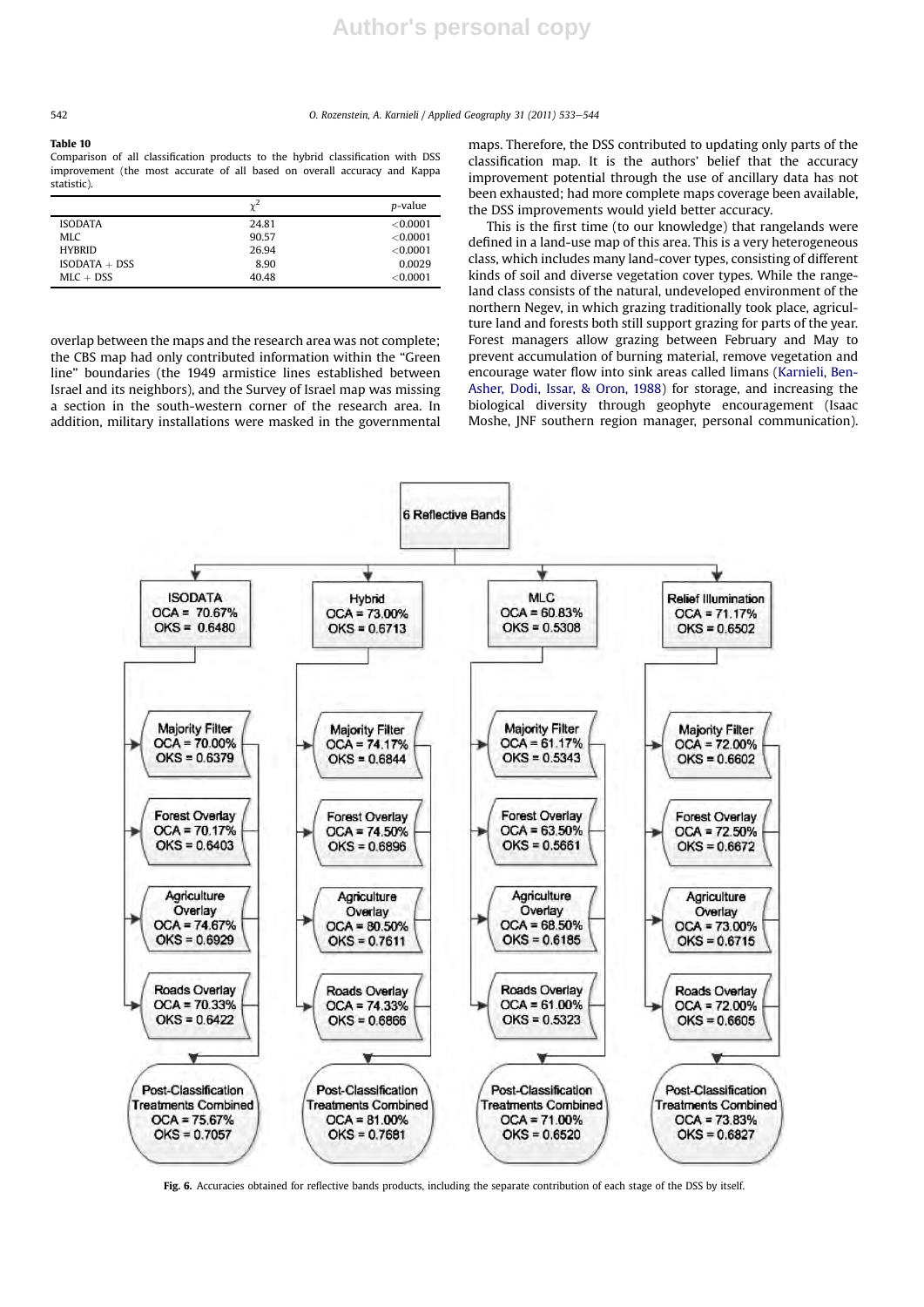**Table 10**
Comparison of all classification products to the hybrid classification with DSS improvement (the most accurate of all based on overall accuracy and Kappa statistic).

| | $\chi^2$ | $p$-value |
|---|---|---|
| ISODATA | 24.81 | <0.0001 |
| MLC | 90.57 | <0.0001 |
| HYBRID | 26.94 | <0.0001 |
| ISODATA + DSS | 8.90 | 0.0029 |
| MLC + DSS | 40.48 | <0.0001 |

overlap between the maps and the research area was not complete; the CBS map had only contributed information within the "Green line" boundaries (the 1949 armistice lines established between Israel and its neighbors), and the Survey of Israel map was missing a section in the south-western corner of the research area. In addition, military installations were masked in the governmental maps. Therefore, the DSS contributed to updating only parts of the classification map. It is the authors' belief that the accuracy improvement potential through the use of ancillary data has not been exhausted; had more complete maps coverage been available, the DSS improvements would yield better accuracy.

This is the first time (to our knowledge) that rangelands were defined in a land-use map of this area. This is a very heterogeneous class, which includes many land-cover types, consisting of different kinds of soil and diverse vegetation cover types. While the rangeland class consists of the natural, undeveloped environment of the northern Negev, in which grazing traditionally took place, agriculture land and forests both still support grazing for parts of the year. Forest managers allow grazing between February and May to prevent accumulation of burning material, remove vegetation and encourage water flow into sink areas called limans (Karnieli, Ben-Asher, Dodi, Issar, & Oron, 1988) for storage, and increasing the biological diversity through geophyte encouragement (Isaac Moshe, JNF southern region manager, personal communication).

**Fig. 6.** Accuracies obtained for reflective bands products, including the separate contribution of each stage of the DSS by itself.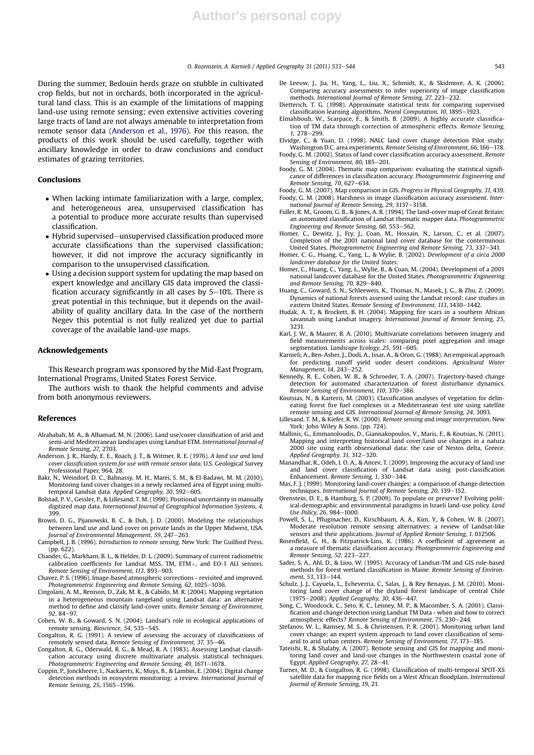During the summer, Bedouin herds graze on stubble in cultivated crop fields, but not in orchards, both incorporated in the agricultural land class. This is an example of the limitations of mapping land-use using remote sensing; even extensive activities covering large tracts of land are not always amenable to interpretation from remote sensor data (Anderson et al., 1976). For this reason, the products of this work should be used carefully, together with ancillary knowledge in order to draw conclusions and conduct estimates of grazing territories.

## Conclusions

- When lacking intimate familiarization with a large, complex, and heterogeneous area, unsupervised classification has a potential to produce more accurate results than supervised classification.
- Hybrid supervised–unsupervised classification produced more accurate classifications than the supervised classification; however, it did not improve the accuracy significantly in comparison to the unsupervised classification.
- Using a decision support system for updating the map based on expert knowledge and ancillary GIS data improved the classification accuracy significantly in all cases by 5–10%. There is great potential in this technique, but it depends on the availability of quality ancillary data. In the case of the northern Negev this potential is not fully realized yet due to partial coverage of the available land-use maps.

## Acknowledgements

This Research program was sponsored by the Mid-East Program, International Programs, United States Forest Service.

The authors wish to thank the helpful comments and advise from both anonymous reviewers.

## References

Alrababah, M. A., & Alhamad, M. N. (2006). Land use/cover classification of arid and semi-arid Mediterranean landscapes using Landsat ETM. *International Journal of Remote Sensing, 27*, 2703.

Anderson, J. R., Hardy, E. E., Roach, J. T., & Witmer, R. E. (1976). *A land use and land cover classification system for use with remote sensor data*. U.S. Geological Survey Professional Paper, 964, 28.

Bakr, N., Weindorf, D. C., Bahnassy, M. H., Marei, S. M., & El-Badawi, M. M. (2010). Monitoring land cover changes in a newly reclaimed area of Egypt using multi-temporal Landsat data. *Applied Geography, 30*, 592–605.

Bolstad, P. V., Gessler, P., & Lillesand, T. M. (1990). Positional uncertainty in manually digitized map data. *International Journal of Geographical Information Systems, 4*, 399.

Brown, D. G., Pijanowski, B. C., & Duh, J. D. (2000). Modeling the relationships between land use and land cover on private lands in the Upper Midwest, USA. *Journal of Environmental Management, 59*, 247–263.

Campbell, J. B. (1996). *Introduction to remote sensing*. New York: The Guilford Press. (pp. 622).

Chander, G., Markham, B. L., & Helder, D. L. (2009). Summary of current radiometric calibration coefficients for Landsat MSS, TM, ETM+, and EO-1 ALI sensors. *Remote Sensing of Environment, 113*, 893–903.

Chavez, P. S. (1996). Image-based atmospheric corrections - revisited and improved. *Photogrammetric Engineering and Remote Sensing, 62*, 1025–1036.

Cingolani, A. M., Renison, D., Zak, M. R., & Cabido, M. R. (2004). Mapping vegetation in a heterogeneous mountain rangeland using Landsat data: an alternative method to define and classify land-cover units. *Remote Sensing of Environment, 92*, 84–97.

Cohen, W. B., & Goward, S. N. (2004). Landsat's role in ecological applications of remote sensing. *Bioscience, 54*, 535–545.

Congalton, R. G. (1991). A review of assessing the accuracy of classifications of remotely sensed data. *Remote Sensing of Environment, 37*, 35–46.

Congalton, R. G., Oderwald, R. G., & Mead, R. A. (1983). Assessing Landsat classification accuracy using discrete multivariate analysis statistical techniques. *Photogrammetric Engineering and Remote Sensing, 49*, 1671–1678.

Coppin, P., Jonckheere, I., Nackaerts, K., Muys, B., & Lambin, E. (2004). Digital change detection methods in ecosystem monitoring: a review. *International Journal of Remote Sensing, 25*, 1565–1596.

De Leeuw, J., Jia, H., Yang, L., Liu, X., Schmidt, K., & Skidmore, A. K. (2006). Comparing accuracy assessments to infer superiority of image classification methods. *International Journal of Remote Sensing, 27*, 223–232.

Dietterich, T. G. (1998). Approximate statistical tests for comparing supervised classification learning algorithms. *Neural Computation, 10*, 1895–1923.

Elmahboub, W., Scarpace, F., & Smith, B. (2009). A highly accurate classification of TM data through correction of atmospheric effects. *Remote Sensing, 1*, 278–299.

Elvidge, C., & Yuan, D. (1998). NALC land cover change detection Pilot study: Washington D.C. area experiments. *Remote Sensing of Environment, 66*, 166–178.

Foody, G. M. (2002). Status of land cover classification accuracy assessment. *Remote Sensing of Environment, 80*, 185–201.

Foody, G. M. (2004). Thematic map comparison: evaluating the statistical significance of differences in classification accuracy. *Photogrammetric Engineering and Remote Sensing, 70*, 627–634.

Foody, G. M. (2007). Map comparison in GIS. *Progress in Physical Geography, 31*, 439.

Foody, G. M. (2008). Harshness in image classification accuracy assessment. *International Journal of Remote Sensing, 29*, 3137–3158.

Fuller, R. M., Groom, G. B., & Jones, A. R. (1994). The land-cover map of Great Britain: an automated classification of Landsat thematic mapper data. *Photogrammetric Engineering and Remote Sensing, 60*, 553–562.

Homer, C., Dewitz, J., Fry, J., Coan, M., Hossain, N., Larson, C., et al. (2007). Completion of the 2001 national land cover database for the conterminous United States. *Photogrammetric Engineering and Remote Sensing, 73*, 337–341.

Homer, C. G., Huang, C., Yang, L., & Wylie, B. (2002). *Development of a circa 2000 landcover database for the United States*.

Homer, C., Huang, C., Yang, L., Wylie, B., & Coan, M. (2004). Development of a 2001 national landcover database for the United States. *Photogrammetric Engineering and Remote Sensing, 70*, 829–840.

Huang, C., Goward, S. N., Schleeweis, K., Thomas, N., Masek, J. G., & Zhu, Z. (2009). Dynamics of national forests assessed using the Landsat record: case studies in eastern United States. *Remote Sensing of Environment, 113*, 1430–1442.

Hudak, A. T., & Brockett, B. H. (2004). Mapping fire scars in a southern African savannah using Landsat imagery. *International Journal of Remote Sensing, 25*, 3231.

Karl, J. W., & Maurer, B. A. (2010). Multivariate correlations between imagery and field measurements across scales: comparing pixel aggregation and image segmentation. *Landscape Ecology, 25*, 591–605.

Karnieli, A., Ben-Asher, J., Dodi, A., Issar, A., & Oron, G. (1988). An empirical approach for predicting runoff yield under desert conditions. *Agricultural Water Management, 14*, 243–252.

Kennedy, R. E., Cohen, W. B., & Schroeder, T. A. (2007). Trajectory-based change detection for automated characterization of forest disturbance dynamics. *Remote Sensing of Environment, 110*, 370–386.

Koutsias, N., & Karteris, M. (2003). Classification analyses of vegetation for delineating forest fire fuel complexes in a Mediterranean test site using satellite remote sensing and GIS. *International Journal of Remote Sensing, 24*, 3093.

Lillesand, T. M., & Kiefer, R. W. (2000). *Remote sensing and image interpretation*. New York: John Wiley & Sons. (pp. 724).

Mallinis, G., Emmanoloudis, D., Giannakopoulos, V., Maris, F., & Koutsias, N. (2011). Mapping and interpreting historical land cover/land use changes in a natura 2000 site using earth observational data: the case of Nestos delta, Greece. *Applied Geography, 31*, 312–320.

Manandhar, R., Odeh, I. O. A., & Ancev, T. (2009). Improving the accuracy of land use and land cover classification of Landsat data using post-classification Enhancement. *Remote Sensing, 1*, 330–344.

Mas, F. J. (1999). Monitoring land-cover changes: a comparison of change detection techniques. *International Journal of Remote Sensing, 20*, 139–152.

Orenstein, D. E., & Hamburg, S. P. (2009). To populate or preserve? Evolving political-demographic and environmental paradigms in Israeli land-use policy. *Land Use Policy, 26*, 984–1000.

Powell, S. L., Pflugmacher, D., Kirschbaum, A. A., Kim, Y., & Cohen, W. B. (2007). Moderate resolution remote sensing alternatives: a review of Landsat-like sensors and their applications. *Journal of Applied Remote Sensing, 1*. 012506.

Rosenfield, G. H., & Fitzpatrick-Lins, K. (1986). A coefficient of agreement as a measure of thematic classification accuracy. *Photogrammetric Engineering and Remote Sensing, 52*, 223–227.

Sader, S. A., Ahl, D., & Liou, W. (1995). Accuracy of Landsat-TM and GIS rule-based methods for forest wetland classification in Maine. *Remote Sensing of Environment, 53*, 133–144.

Schulz, J. J., Cayuela, L., Echeverria, C., Salas, J., & Rey Benayas, J. M. (2010). Monitoring land cover change of the dryland forest landscape of central Chile (1975–2008). *Applied Geography, 30*, 436–447.

Song, C., Woodcock, C., Seto, K. C., Lenney, M. P., & Macomber, S. A. (2001). Classification and change detection using Landsat TM Data - when and how to correct atmospheric effects? *Remote Sensing of Environment, 75*, 230–244.

Stefanov, W. L., Ramsey, M. S., & Christensen, P. R. (2001). Monitoring urban land cover change: an expert system approach to land cover classification of semi-arid to arid urban centers. *Remote Sensing of Environment, 77*, 173–185.

Tateishi, R., & Shalaby, A. (2007). Remote sensing and GIS for mapping and monitoring land cover and land-use changes in the Northwestern coastal zone of Egypt. *Applied Geography, 27*, 28–41.

Turner, M. D., & Congalton, R. G. (1998). Classification of multi-temporal SPOT-XS satellite data for mapping rice fields on a West African floodplain. *International Journal of Remote Sensing, 19*, 21.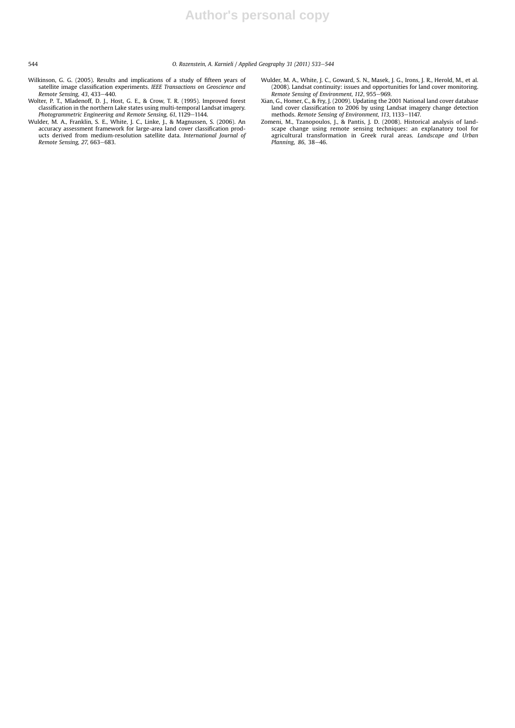Wilkinson, G. G. (2005). Results and implications of a study of fifteen years of satellite image classification experiments. *IEEE Transactions on Geoscience and Remote Sensing, 43*, 433–440.

Wolter, P. T., Mladenoff, D. J., Host, G. E., & Crow, T. R. (1995). Improved forest classification in the northern Lake states using multi-temporal Landsat imagery. *Photogrammetric Engineering and Remote Sensing, 61*, 1129–1144.

Wulder, M. A., Franklin, S. E., White, J. C., Linke, J., & Magnussen, S. (2006). An accuracy assessment framework for large-area land cover classification products derived from medium-resolution satellite data. *International Journal of Remote Sensing, 27*, 663–683.

Wulder, M. A., White, J. C., Goward, S. N., Masek, J. G., Irons, J. R., Herold, M., et al. (2008). Landsat continuity: issues and opportunities for land cover monitoring. *Remote Sensing of Environment, 112*, 955–969.

Xian, G., Homer, C., & Fry, J. (2009). Updating the 2001 National land cover database land cover classification to 2006 by using Landsat imagery change detection methods. *Remote Sensing of Environment, 113*, 1133–1147.

Zomeni, M., Tzanopoulos, J., & Pantis, J. D. (2008). Historical analysis of landscape change using remote sensing techniques: an explanatory tool for agricultural transformation in Greek rural areas. *Landscape and Urban Planning, 86*, 38–46.